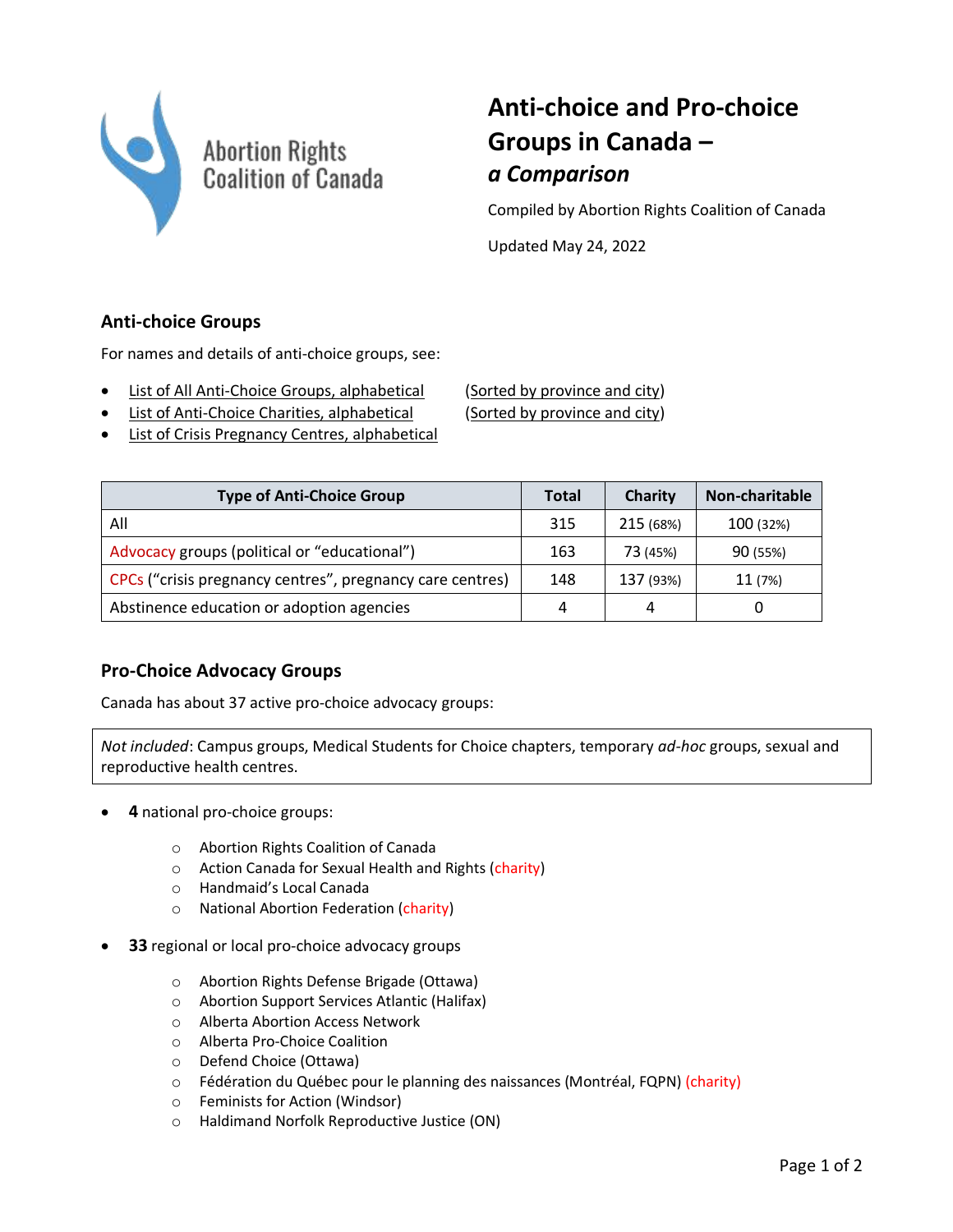Abortion Rights Coalition of Canada

# Anti-choice and Pro-choice Groups in Canada – *a Comparison*

Compiled by Abortion Rights Coalition of Canada

Updated May 24, 2022

## Anti-choice Groups

For names and details of anti-choice groups, see:

- List of All Anti-Choice Groups, alphabetical (Sorted by province and city)
- List of Anti-Choice Charities, alphabetical (Sorted by province and city)
- List of Crisis Pregnancy Centres, alphabetical

| Type of Anti-Choice Group | Total | Charity | Non-charitable |
|---|---|---|---|
| All | 315 | 215 (68%) | 100 (32%) |
| Advocacy groups (political or "educational") | 163 | 73 (45%) | 90 (55%) |
| CPCs ("crisis pregnancy centres", pregnancy care centres) | 148 | 137 (93%) | 11 (7%) |
| Abstinence education or adoption agencies | 4 | 4 | 0 |

## Pro-Choice Advocacy Groups

Canada has about 37 active pro-choice advocacy groups:

*Not included*: Campus groups, Medical Students for Choice chapters, temporary *ad-hoc* groups, sexual and reproductive health centres.

- **4** national pro-choice groups:
  - Abortion Rights Coalition of Canada
  - Action Canada for Sexual Health and Rights (charity)
  - Handmaid's Local Canada
  - National Abortion Federation (charity)
- **33** regional or local pro-choice advocacy groups
  - Abortion Rights Defense Brigade (Ottawa)
  - Abortion Support Services Atlantic (Halifax)
  - Alberta Abortion Access Network
  - Alberta Pro-Choice Coalition
  - Defend Choice (Ottawa)
  - Fédération du Québec pour le planning des naissances (Montréal, FQPN) (charity)
  - Feminists for Action (Windsor)
  - Haldimand Norfolk Reproductive Justice (ON)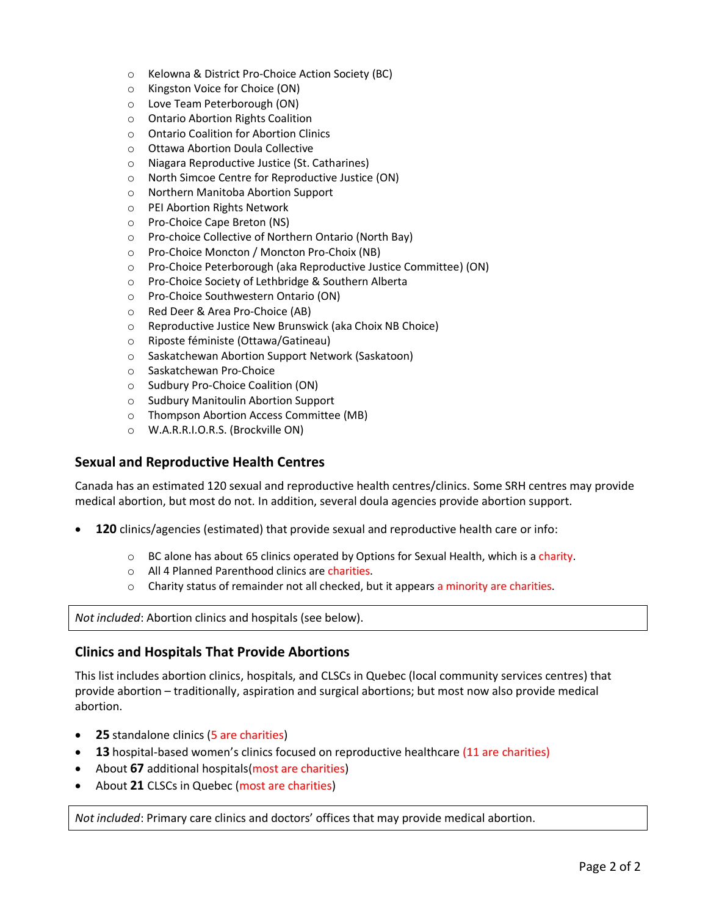- Kelowna & District Pro-Choice Action Society (BC)
- Kingston Voice for Choice (ON)
- Love Team Peterborough (ON)
- Ontario Abortion Rights Coalition
- Ontario Coalition for Abortion Clinics
- Ottawa Abortion Doula Collective
- Niagara Reproductive Justice (St. Catharines)
- North Simcoe Centre for Reproductive Justice (ON)
- Northern Manitoba Abortion Support
- PEI Abortion Rights Network
- Pro-Choice Cape Breton (NS)
- Pro-choice Collective of Northern Ontario (North Bay)
- Pro-Choice Moncton / Moncton Pro-Choix (NB)
- Pro-Choice Peterborough (aka Reproductive Justice Committee) (ON)
- Pro-Choice Society of Lethbridge & Southern Alberta
- Pro-Choice Southwestern Ontario (ON)
- Red Deer & Area Pro-Choice (AB)
- Reproductive Justice New Brunswick (aka Choix NB Choice)
- Riposte féministe (Ottawa/Gatineau)
- Saskatchewan Abortion Support Network (Saskatoon)
- Saskatchewan Pro-Choice
- Sudbury Pro-Choice Coalition (ON)
- Sudbury Manitoulin Abortion Support
- Thompson Abortion Access Committee (MB)
- W.A.R.R.I.O.R.S. (Brockville ON)

## Sexual and Reproductive Health Centres

Canada has an estimated 120 sexual and reproductive health centres/clinics. Some SRH centres may provide medical abortion, but most do not. In addition, several doula agencies provide abortion support.

- **120** clinics/agencies (estimated) that provide sexual and reproductive health care or info:
  - BC alone has about 65 clinics operated by Options for Sexual Health, which is a charity.
  - All 4 Planned Parenthood clinics are charities.
  - Charity status of remainder not all checked, but it appears a minority are charities.

*Not included*: Abortion clinics and hospitals (see below).

## Clinics and Hospitals That Provide Abortions

This list includes abortion clinics, hospitals, and CLSCs in Quebec (local community services centres) that provide abortion – traditionally, aspiration and surgical abortions; but most now also provide medical abortion.

- **25** standalone clinics (5 are charities)
- **13** hospital-based women's clinics focused on reproductive healthcare (11 are charities)
- About **67** additional hospitals(most are charities)
- About **21** CLSCs in Quebec (most are charities)

*Not included*: Primary care clinics and doctors' offices that may provide medical abortion.